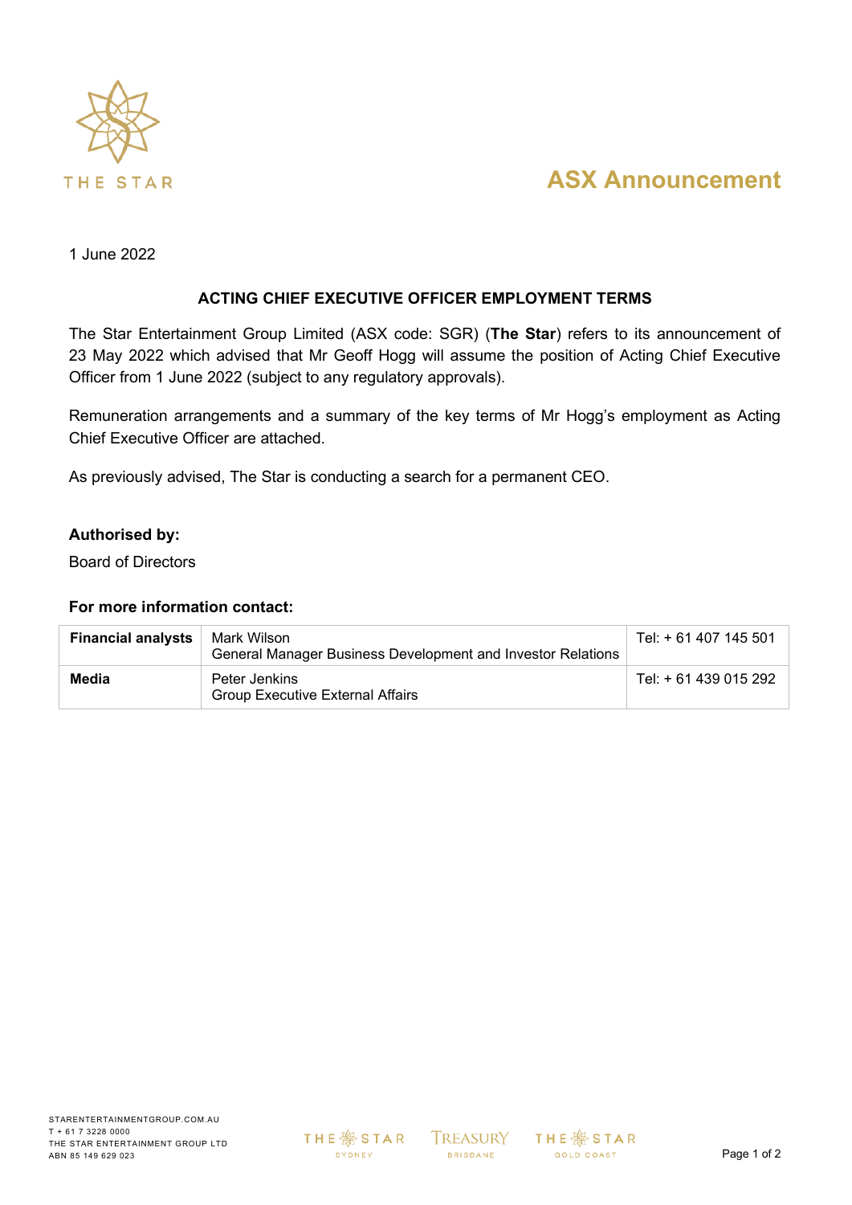# ASX Announcement

1 June 2022

## ACTING CHIEF EXECUTIVE OFFICER EMPLOYMENT TERMS

The Star Entertainment Group Limited (ASX code: SGR) (**The Star**) refers to its announcement of 23 May 2022 which advised that Mr Geoff Hogg will assume the position of Acting Chief Executive Officer from 1 June 2022 (subject to any regulatory approvals).

Remuneration arrangements and a summary of the key terms of Mr Hogg's employment as Acting Chief Executive Officer are attached.

As previously advised, The Star is conducting a search for a permanent CEO.

**Authorised by:**

Board of Directors

**For more information contact:**

| | | |
|---|---|---|
| **Financial analysts** | Mark Wilson<br>General Manager Business Development and Investor Relations | Tel: + 61 407 145 501 |
| **Media** | Peter Jenkins<br>Group Executive External Affairs | Tel: + 61 439 015 292 |

STARENTERTAINMENTGROUP.COM.AU
T + 61 7 3228 0000
THE STAR ENTERTAINMENT GROUP LTD
ABN 85 149 629 023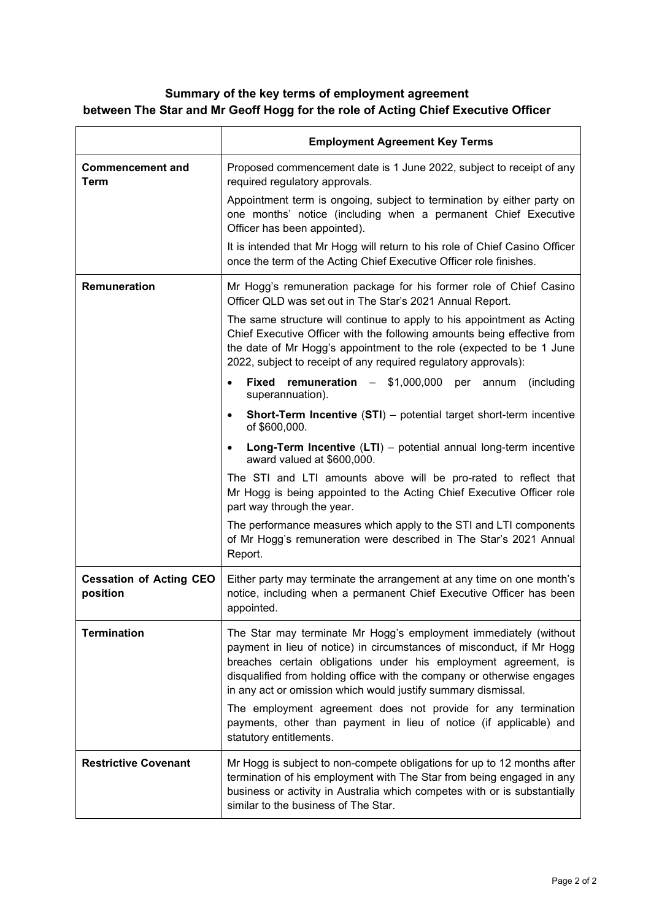**Summary of the key terms of employment agreement between The Star and Mr Geoff Hogg for the role of Acting Chief Executive Officer**

| | Employment Agreement Key Terms |
|---|---|
| **Commencement and Term** | Proposed commencement date is 1 June 2022, subject to receipt of any required regulatory approvals.<br><br>Appointment term is ongoing, subject to termination by either party on one months' notice (including when a permanent Chief Executive Officer has been appointed).<br><br>It is intended that Mr Hogg will return to his role of Chief Casino Officer once the term of the Acting Chief Executive Officer role finishes. |
| **Remuneration** | Mr Hogg's remuneration package for his former role of Chief Casino Officer QLD was set out in The Star's 2021 Annual Report.<br><br>The same structure will continue to apply to his appointment as Acting Chief Executive Officer with the following amounts being effective from the date of Mr Hogg's appointment to the role (expected to be 1 June 2022, subject to receipt of any required regulatory approvals):<br><br>• **Fixed remuneration** – $1,000,000 per annum (including superannuation).<br>• **Short-Term Incentive** (**STI**) – potential target short-term incentive of $600,000.<br>• **Long-Term Incentive** (**LTI**) – potential annual long-term incentive award valued at $600,000.<br><br>The STI and LTI amounts above will be pro-rated to reflect that Mr Hogg is being appointed to the Acting Chief Executive Officer role part way through the year.<br><br>The performance measures which apply to the STI and LTI components of Mr Hogg's remuneration were described in The Star's 2021 Annual Report. |
| **Cessation of Acting CEO position** | Either party may terminate the arrangement at any time on one month's notice, including when a permanent Chief Executive Officer has been appointed. |
| **Termination** | The Star may terminate Mr Hogg's employment immediately (without payment in lieu of notice) in circumstances of misconduct, if Mr Hogg breaches certain obligations under his employment agreement, is disqualified from holding office with the company or otherwise engages in any act or omission which would justify summary dismissal.<br><br>The employment agreement does not provide for any termination payments, other than payment in lieu of notice (if applicable) and statutory entitlements. |
| **Restrictive Covenant** | Mr Hogg is subject to non-compete obligations for up to 12 months after termination of his employment with The Star from being engaged in any business or activity in Australia which competes with or is substantially similar to the business of The Star. |